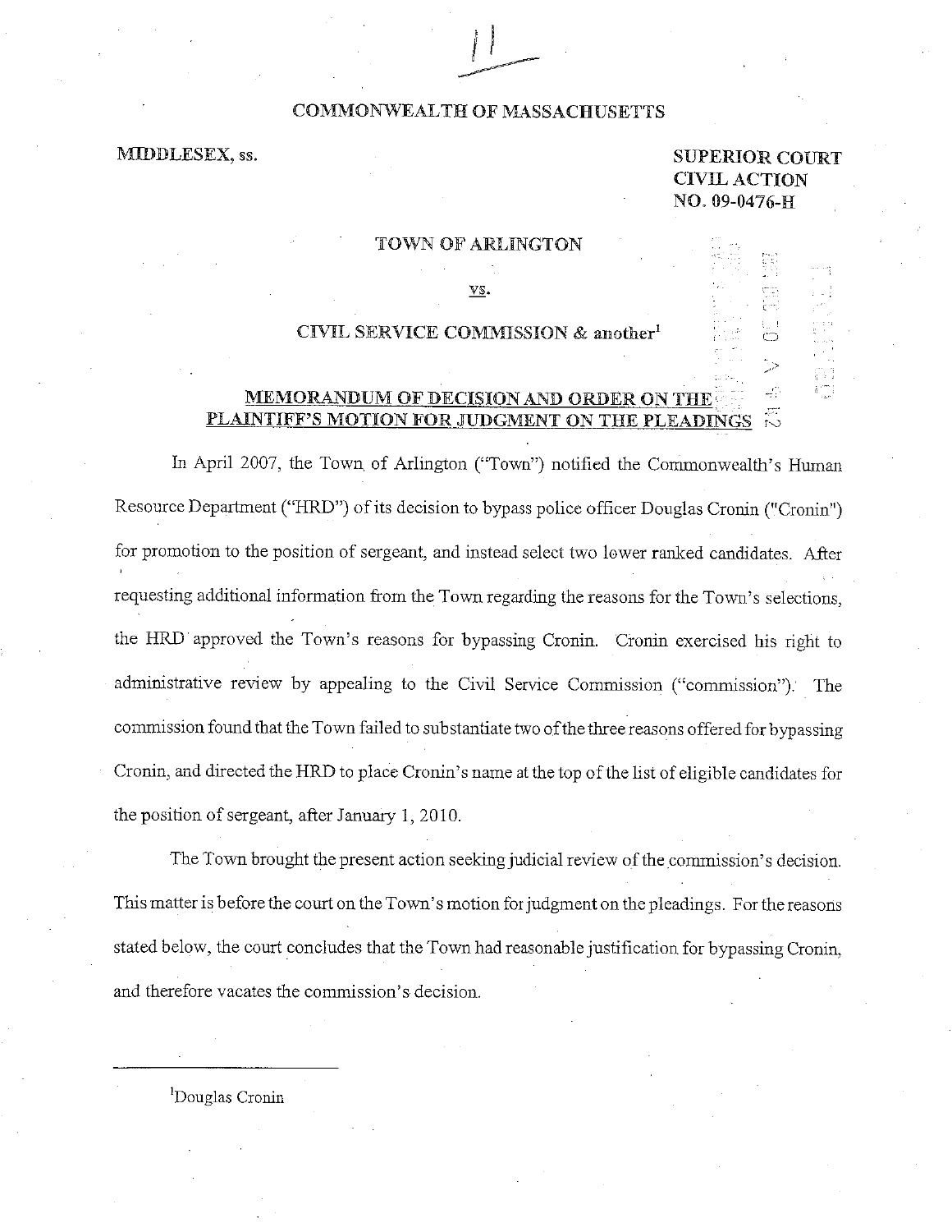COMMONWEALTH OF MASSACHUSETTS

MIDDLESEX, ss.

**SUPERIOR COURT**
**CIVIL ACTION**
**NO. 09-0476-H**

TOWN OF ARLINGTON

vs.

CIVIL SERVICE COMMISSION & another[1]

## MEMORANDUM OF DECISION AND ORDER ON THE PLAINTIFF'S MOTION FOR JUDGMENT ON THE PLEADINGS

In April 2007, the Town of Arlington ("Town") notified the Commonwealth's Human Resource Department ("HRD") of its decision to bypass police officer Douglas Cronin ("Cronin") for promotion to the position of sergeant, and instead select two lower ranked candidates. After requesting additional information from the Town regarding the reasons for the Town's selections, the HRD approved the Town's reasons for bypassing Cronin. Cronin exercised his right to administrative review by appealing to the Civil Service Commission ("commission"). The commission found that the Town failed to substantiate two of the three reasons offered for bypassing Cronin, and directed the HRD to place Cronin's name at the top of the list of eligible candidates for the position of sergeant, after January 1, 2010.

The Town brought the present action seeking judicial review of the commission's decision. This matter is before the court on the Town's motion for judgment on the pleadings. For the reasons stated below, the court concludes that the Town had reasonable justification for bypassing Cronin, and therefore vacates the commission's decision.

---

[1]Douglas Cronin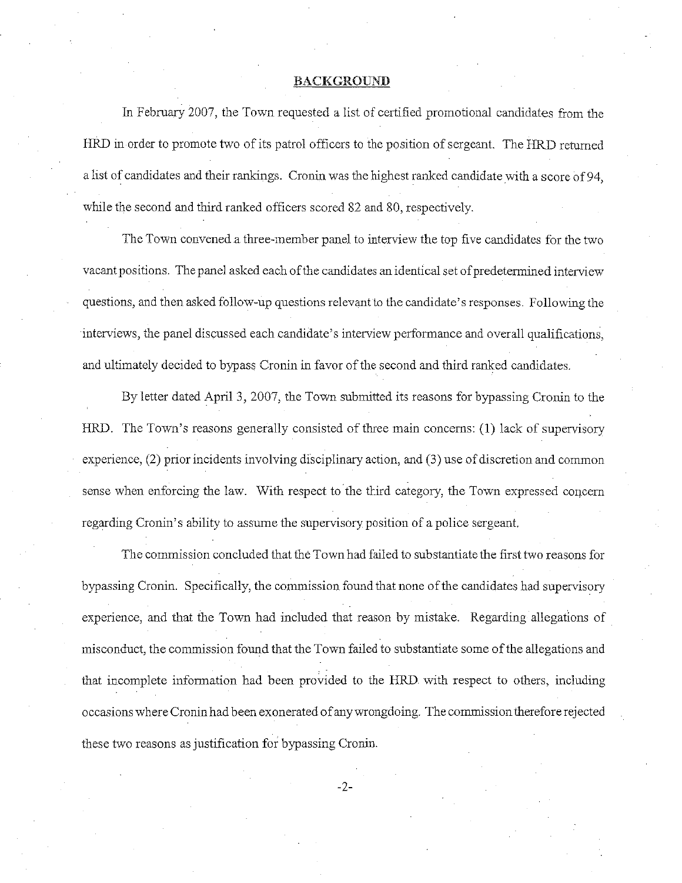## BACKGROUND

In February 2007, the Town requested a list of certified promotional candidates from the HRD in order to promote two of its patrol officers to the position of sergeant. The HRD returned a list of candidates and their rankings. Cronin was the highest ranked candidate with a score of 94, while the second and third ranked officers scored 82 and 80, respectively.

The Town convened a three-member panel to interview the top five candidates for the two vacant positions. The panel asked each of the candidates an identical set of predetermined interview questions, and then asked follow-up questions relevant to the candidate's responses. Following the interviews, the panel discussed each candidate's interview performance and overall qualifications, and ultimately decided to bypass Cronin in favor of the second and third ranked candidates.

By letter dated April 3, 2007, the Town submitted its reasons for bypassing Cronin to the HRD. The Town's reasons generally consisted of three main concerns: (1) lack of supervisory experience, (2) prior incidents involving disciplinary action, and (3) use of discretion and common sense when enforcing the law. With respect to the third category, the Town expressed concern regarding Cronin's ability to assume the supervisory position of a police sergeant.

The commission concluded that the Town had failed to substantiate the first two reasons for bypassing Cronin. Specifically, the commission found that none of the candidates had supervisory experience, and that the Town had included that reason by mistake. Regarding allegations of misconduct, the commission found that the Town failed to substantiate some of the allegations and that incomplete information had been provided to the HRD with respect to others, including occasions where Cronin had been exonerated of any wrongdoing. The commission therefore rejected these two reasons as justification for bypassing Cronin.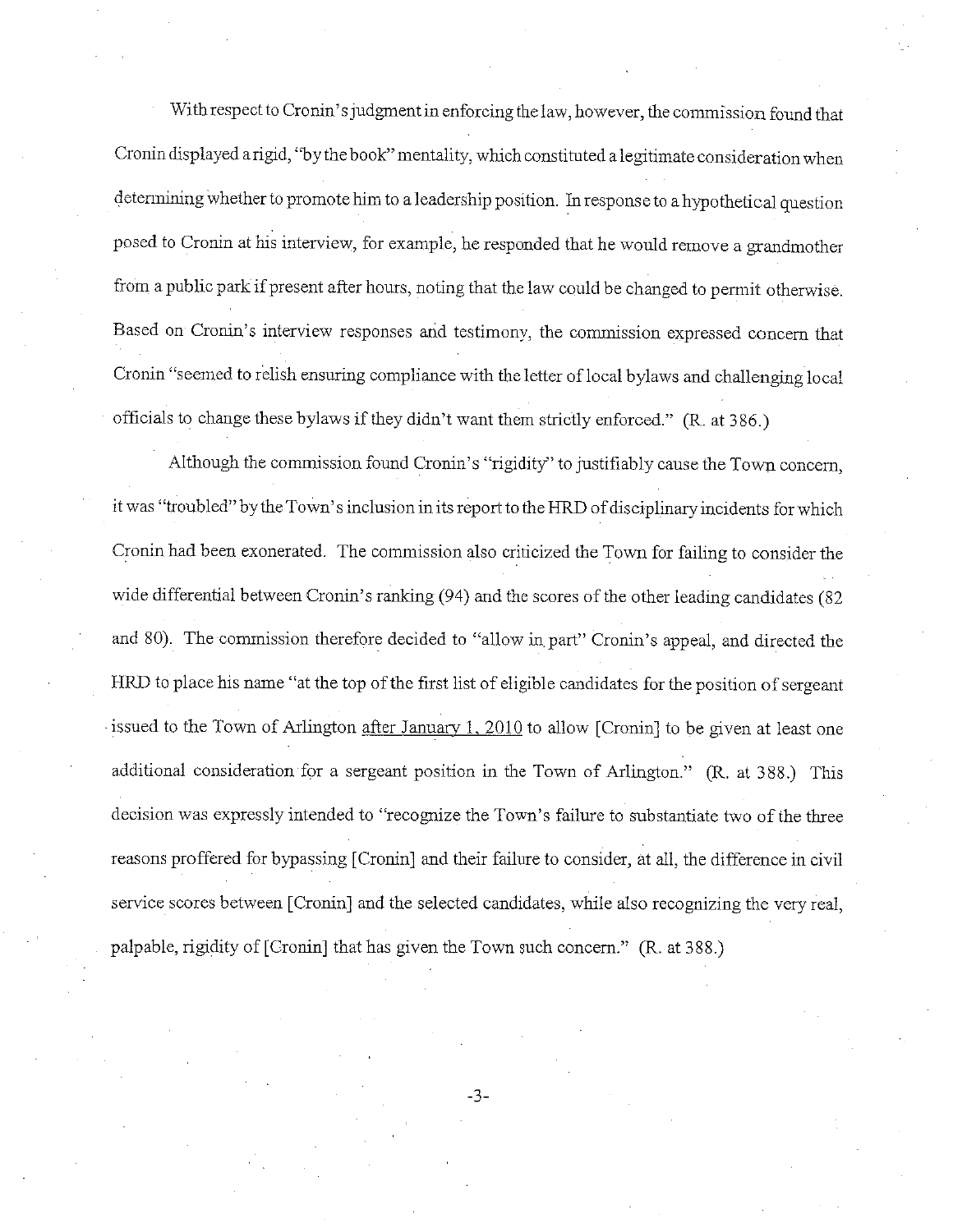With respect to Cronin's judgment in enforcing the law, however, the commission found that Cronin displayed a rigid, "by the book" mentality, which constituted a legitimate consideration when determining whether to promote him to a leadership position. In response to a hypothetical question posed to Cronin at his interview, for example, he responded that he would remove a grandmother from a public park if present after hours, noting that the law could be changed to permit otherwise. Based on Cronin's interview responses and testimony, the commission expressed concern that Cronin "seemed to relish ensuring compliance with the letter of local bylaws and challenging local officials to change these bylaws if they didn't want them strictly enforced." (R. at 386.)

Although the commission found Cronin's "rigidity" to justifiably cause the Town concern, it was "troubled" by the Town's inclusion in its report to the HRD of disciplinary incidents for which Cronin had been exonerated. The commission also criticized the Town for failing to consider the wide differential between Cronin's ranking (94) and the scores of the other leading candidates (82 and 80). The commission therefore decided to "allow in part" Cronin's appeal, and directed the HRD to place his name "at the top of the first list of eligible candidates for the position of sergeant issued to the Town of Arlington after January 1, 2010 to allow [Cronin] to be given at least one additional consideration for a sergeant position in the Town of Arlington." (R. at 388.) This decision was expressly intended to "recognize the Town's failure to substantiate two of the three reasons proffered for bypassing [Cronin] and their failure to consider, at all, the difference in civil service scores between [Cronin] and the selected candidates, while also recognizing the very real, palpable, rigidity of [Cronin] that has given the Town such concern." (R. at 388.)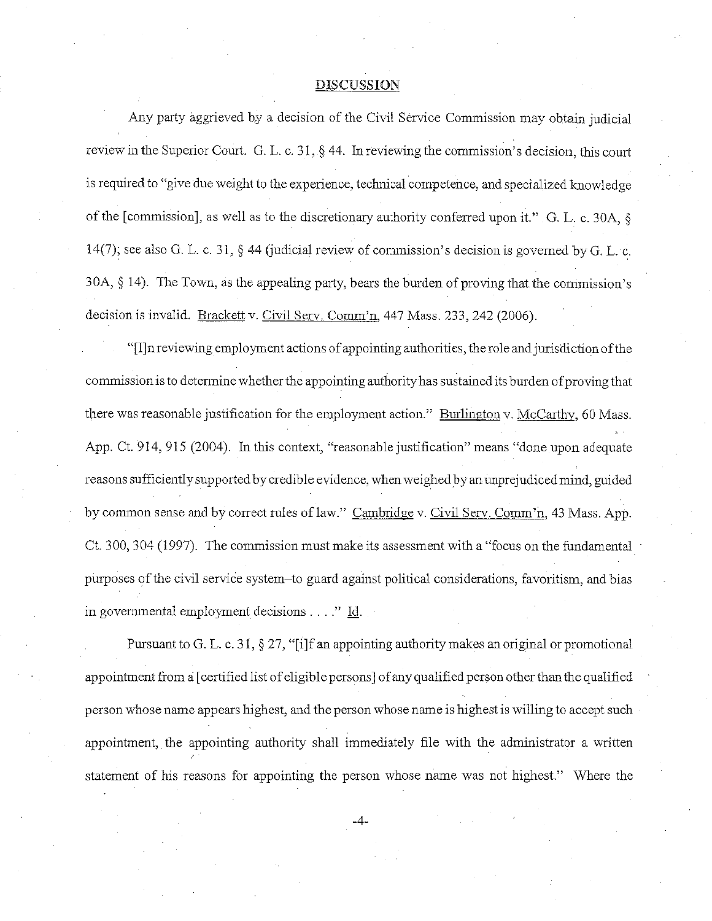## DISCUSSION

Any party aggrieved by a decision of the Civil Service Commission may obtain judicial review in the Superior Court. G. L. c. 31, § 44. In reviewing the commission's decision, this court is required to "give due weight to the experience, technical competence, and specialized knowledge of the [commission], as well as to the discretionary authority conferred upon it." G. L. c. 30A, § 14(7); see also G. L. c. 31, § 44 (judicial review of commission's decision is governed by G. L. c. 30A, § 14). The Town, as the appealing party, bears the burden of proving that the commission's decision is invalid. Brackett v. Civil Serv. Comm'n, 447 Mass. 233, 242 (2006).

"[I]n reviewing employment actions of appointing authorities, the role and jurisdiction of the commission is to determine whether the appointing authority has sustained its burden of proving that there was reasonable justification for the employment action." Burlington v. McCarthy, 60 Mass. App. Ct. 914, 915 (2004). In this context, "reasonable justification" means "done upon adequate reasons sufficiently supported by credible evidence, when weighed by an unprejudiced mind, guided by common sense and by correct rules of law." Cambridge v. Civil Serv. Comm'n, 43 Mass. App. Ct. 300, 304 (1997). The commission must make its assessment with a "focus on the fundamental purposes of the civil service system–to guard against political considerations, favoritism, and bias in governmental employment decisions . . . ." Id.

Pursuant to G. L. c. 31, § 27, "[i]f an appointing authority makes an original or promotional appointment from a [certified list of eligible persons] of any qualified person other than the qualified person whose name appears highest, and the person whose name is highest is willing to accept such appointment, the appointing authority shall immediately file with the administrator a written statement of his reasons for appointing the person whose name was not highest." Where the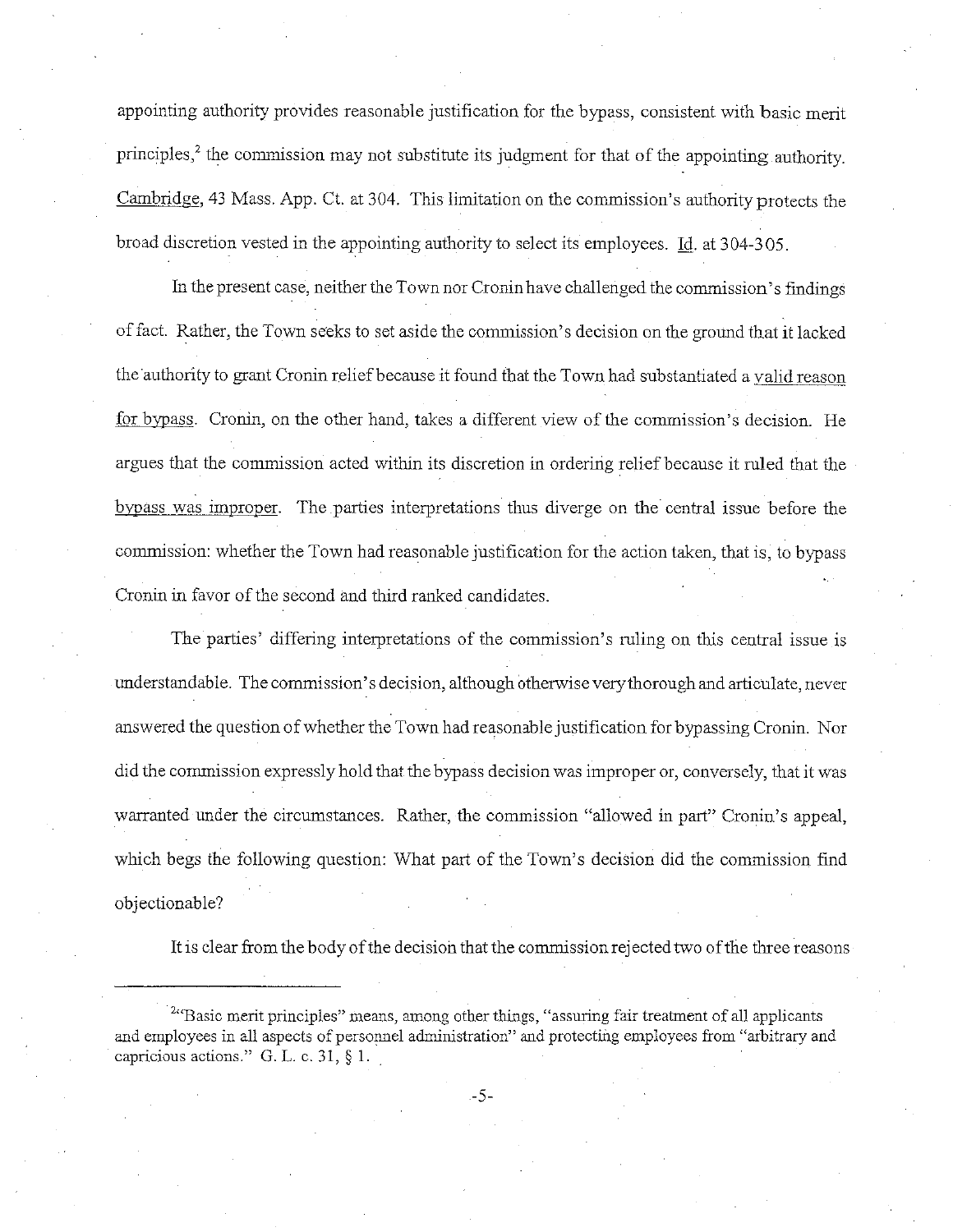appointing authority provides reasonable justification for the bypass, consistent with basic merit principles,[2] the commission may not substitute its judgment for that of the appointing authority. Cambridge, 43 Mass. App. Ct. at 304. This limitation on the commission's authority protects the broad discretion vested in the appointing authority to select its employees. Id. at 304-305.

In the present case, neither the Town nor Cronin have challenged the commission's findings of fact. Rather, the Town seeks to set aside the commission's decision on the ground that it lacked the authority to grant Cronin relief because it found that the Town had substantiated a valid reason for bypass. Cronin, on the other hand, takes a different view of the commission's decision. He argues that the commission acted within its discretion in ordering relief because it ruled that the bypass was improper. The parties interpretations thus diverge on the central issue before the commission: whether the Town had reasonable justification for the action taken, that is, to bypass Cronin in favor of the second and third ranked candidates.

The parties' differing interpretations of the commission's ruling on this central issue is understandable. The commission's decision, although otherwise very thorough and articulate, never answered the question of whether the Town had reasonable justification for bypassing Cronin. Nor did the commission expressly hold that the bypass decision was improper or, conversely, that it was warranted under the circumstances. Rather, the commission "allowed in part" Cronin's appeal, which begs the following question: What part of the Town's decision did the commission find objectionable?

It is clear from the body of the decision that the commission rejected two of the three reasons

---

[2] "Basic merit principles" means, among other things, "assuring fair treatment of all applicants and employees in all aspects of personnel administration" and protecting employees from "arbitrary and capricious actions." G. L. c. 31, § 1.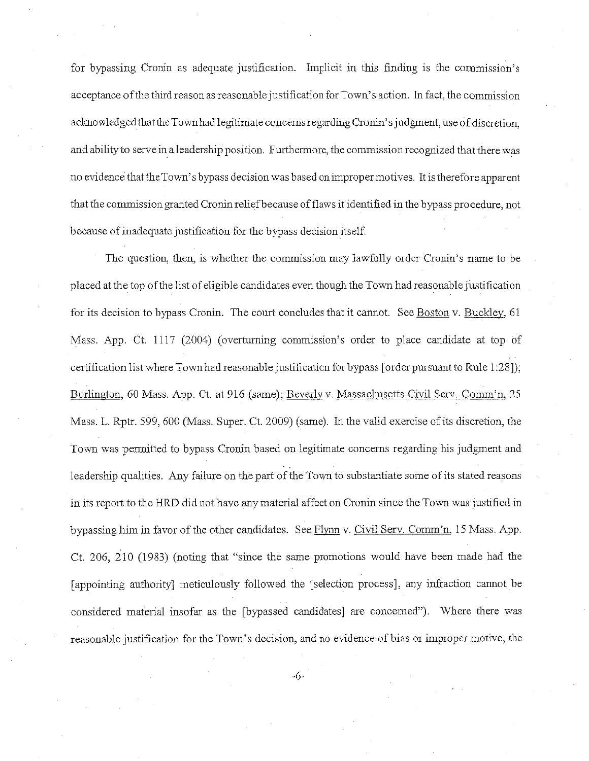for bypassing Cronin as adequate justification. Implicit in this finding is the commission's acceptance of the third reason as reasonable justification for Town's action. In fact, the commission acknowledged that the Town had legitimate concerns regarding Cronin's judgment, use of discretion, and ability to serve in a leadership position. Furthermore, the commission recognized that there was no evidence that the Town's bypass decision was based on improper motives. It is therefore apparent that the commission granted Cronin relief because of flaws it identified in the bypass procedure, not because of inadequate justification for the bypass decision itself.

The question, then, is whether the commission may lawfully order Cronin's name to be placed at the top of the list of eligible candidates even though the Town had reasonable justification for its decision to bypass Cronin. The court concludes that it cannot. See Boston v. Buckley, 61 Mass. App. Ct. 1117 (2004) (overturning commission's order to place candidate at top of certification list where Town had reasonable justification for bypass [order pursuant to Rule 1:28]); Burlington, 60 Mass. App. Ct. at 916 (same); Beverly v. Massachusetts Civil Serv. Comm'n, 25 Mass. L. Rptr. 599, 600 (Mass. Super. Ct. 2009) (same). In the valid exercise of its discretion, the Town was permitted to bypass Cronin based on legitimate concerns regarding his judgment and leadership qualities. Any failure on the part of the Town to substantiate some of its stated reasons in its report to the HRD did not have any material affect on Cronin since the Town was justified in bypassing him in favor of the other candidates. See Flynn v. Civil Serv. Comm'n, 15 Mass. App. Ct. 206, 210 (1983) (noting that "since the same promotions would have been made had the [appointing authority] meticulously followed the [selection process], any infraction cannot be considered material insofar as the [bypassed candidates] are concerned"). Where there was reasonable justification for the Town's decision, and no evidence of bias or improper motive, the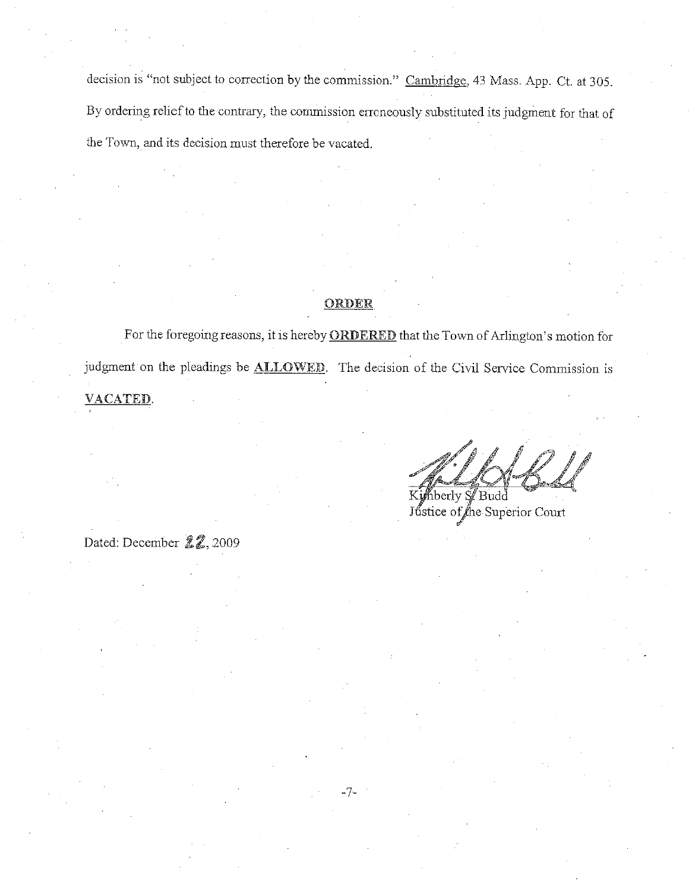decision is "not subject to correction by the commission." Cambridge, 43 Mass. App. Ct. at 305. By ordering relief to the contrary, the commission erroneously substituted its judgment for that of the Town, and its decision must therefore be vacated.

## ORDER

For the foregoing reasons, it is hereby **ORDERED** that the Town of Arlington's motion for judgment on the pleadings be **ALLOWED**. The decision of the Civil Service Commission is **VACATED**.

Kimberly S. Budd
Justice of the Superior Court

Dated: December 22, 2009